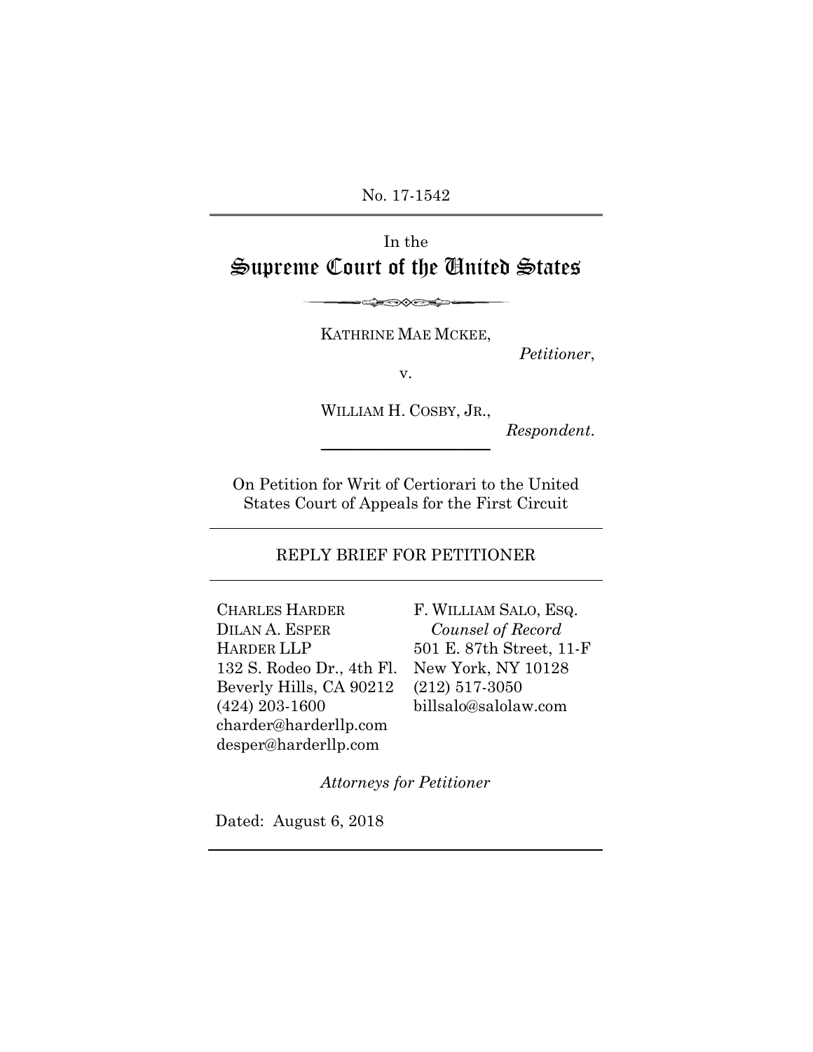No. 17-1542

In the

# Supreme Court of the United States

KATHRINE MAE MCKEE,

*Petitioner*,

v.

WILLIAM H. COSBY, JR.,

*Respondent*.

On Petition for Writ of Certiorari to the United States Court of Appeals for the First Circuit

## REPLY BRIEF FOR PETITIONER

CHARLES HARDER
DILAN A. ESPER
HARDER LLP
132 S. Rodeo Dr., 4th Fl.
Beverly Hills, CA 90212
(424) 203-1600
charder@harderllp.com
desper@harderllp.com

F. WILLIAM SALO, ESQ.
*Counsel of Record*
501 E. 87th Street, 11-F
New York, NY 10128
(212) 517-3050
billsalo@salolaw.com

*Attorneys for Petitioner*

Dated: August 6, 2018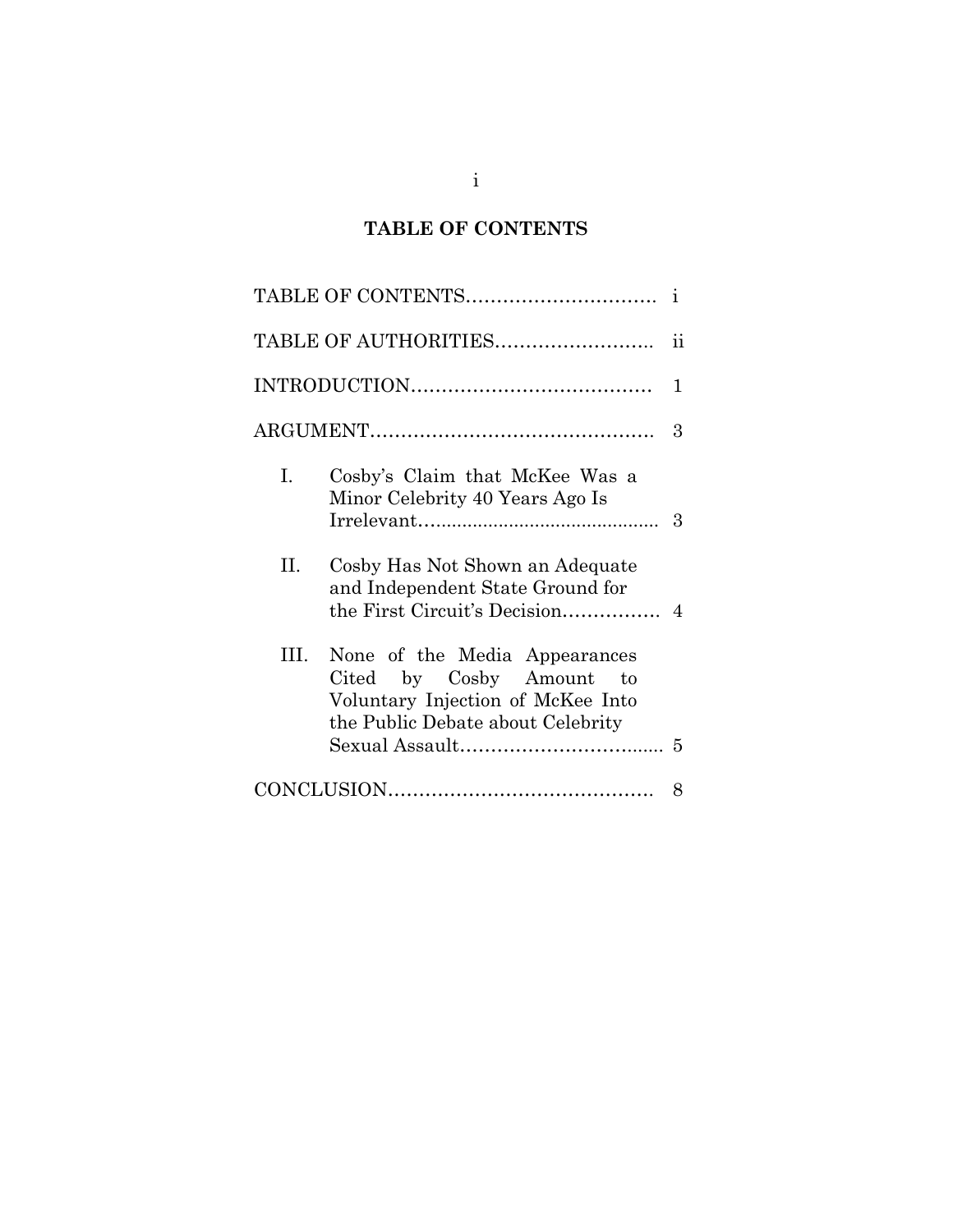## TABLE OF CONTENTS

TABLE OF CONTENTS………………………… i

TABLE OF AUTHORITIES…………………… ii

INTRODUCTION………………………………… 1

ARGUMENT……………………………………… 3

I. Cosby's Claim that McKee Was a Minor Celebrity 40 Years Ago Is Irrelevant……………………………………… 3

II. Cosby Has Not Shown an Adequate and Independent State Ground for the First Circuit's Decision…………… 4

III. None of the Media Appearances Cited by Cosby Amount to Voluntary Injection of McKee Into the Public Debate about Celebrity Sexual Assault……………………………... 5

CONCLUSION…………………………………… 8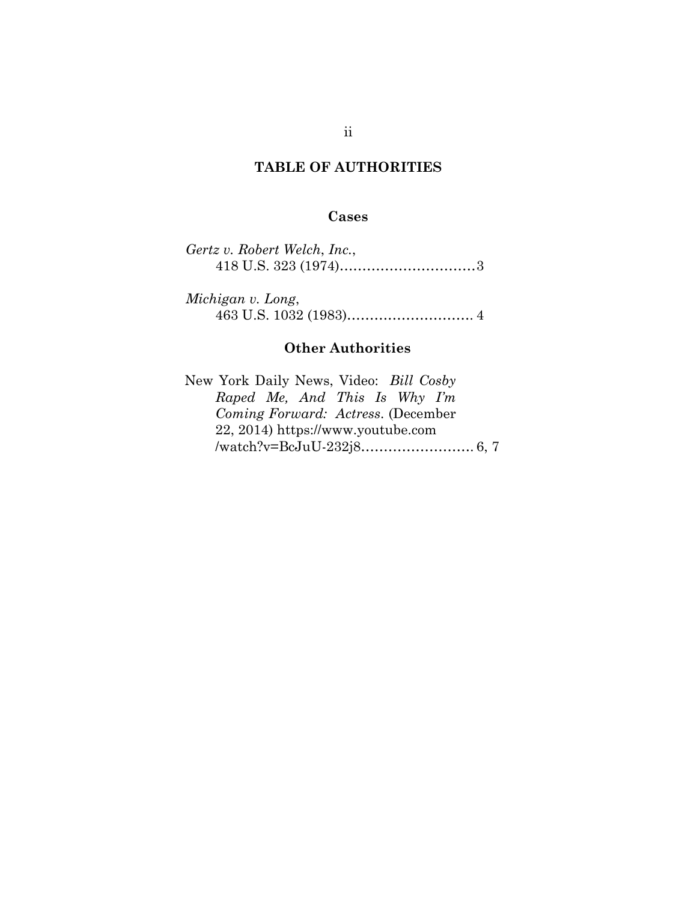# TABLE OF AUTHORITIES

## Cases

*Gertz v. Robert Welch, Inc.*,
418 U.S. 323 (1974)…………………………3

*Michigan v. Long*,
463 U.S. 1032 (1983)………………………. 4

## Other Authorities

New York Daily News, Video: *Bill Cosby Raped Me, And This Is Why I'm Coming Forward: Actress*. (December 22, 2014) https://www.youtube.com /watch?v=BcJuU-232j8……………………. 6, 7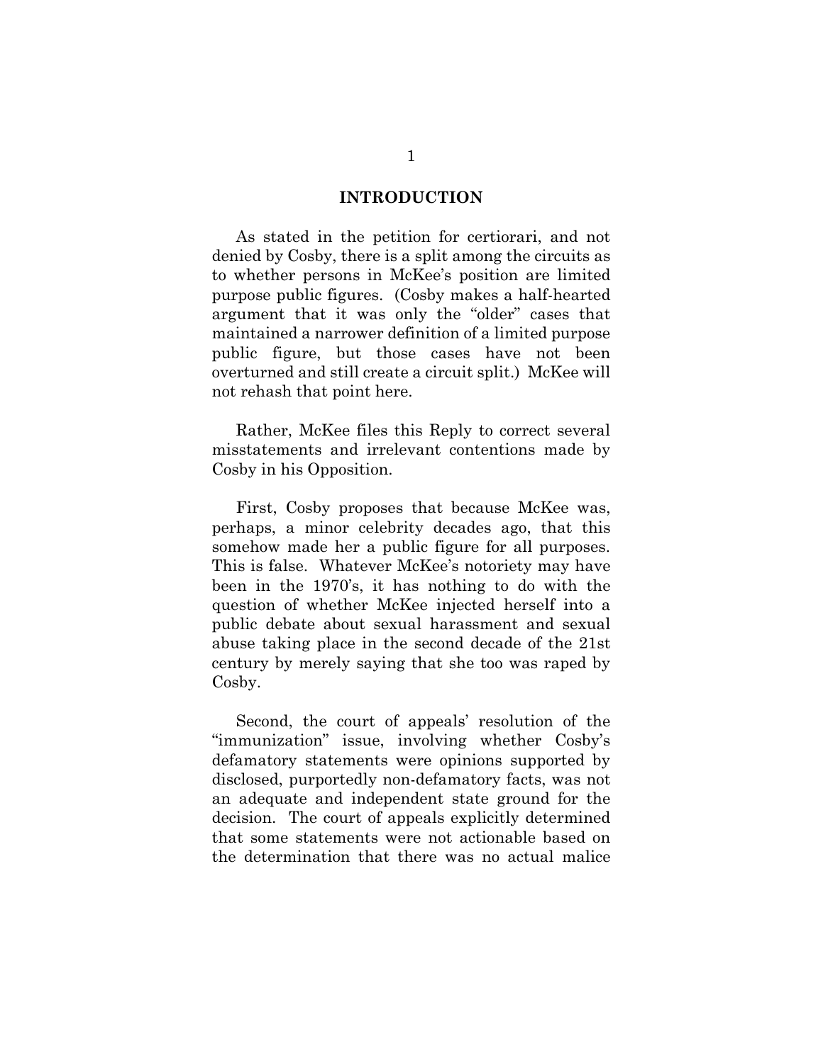## INTRODUCTION

As stated in the petition for certiorari, and not denied by Cosby, there is a split among the circuits as to whether persons in McKee's position are limited purpose public figures. (Cosby makes a half-hearted argument that it was only the "older" cases that maintained a narrower definition of a limited purpose public figure, but those cases have not been overturned and still create a circuit split.) McKee will not rehash that point here.

Rather, McKee files this Reply to correct several misstatements and irrelevant contentions made by Cosby in his Opposition.

First, Cosby proposes that because McKee was, perhaps, a minor celebrity decades ago, that this somehow made her a public figure for all purposes. This is false. Whatever McKee's notoriety may have been in the 1970's, it has nothing to do with the question of whether McKee injected herself into a public debate about sexual harassment and sexual abuse taking place in the second decade of the 21st century by merely saying that she too was raped by Cosby.

Second, the court of appeals' resolution of the "immunization" issue, involving whether Cosby's defamatory statements were opinions supported by disclosed, purportedly non-defamatory facts, was not an adequate and independent state ground for the decision. The court of appeals explicitly determined that some statements were not actionable based on the determination that there was no actual malice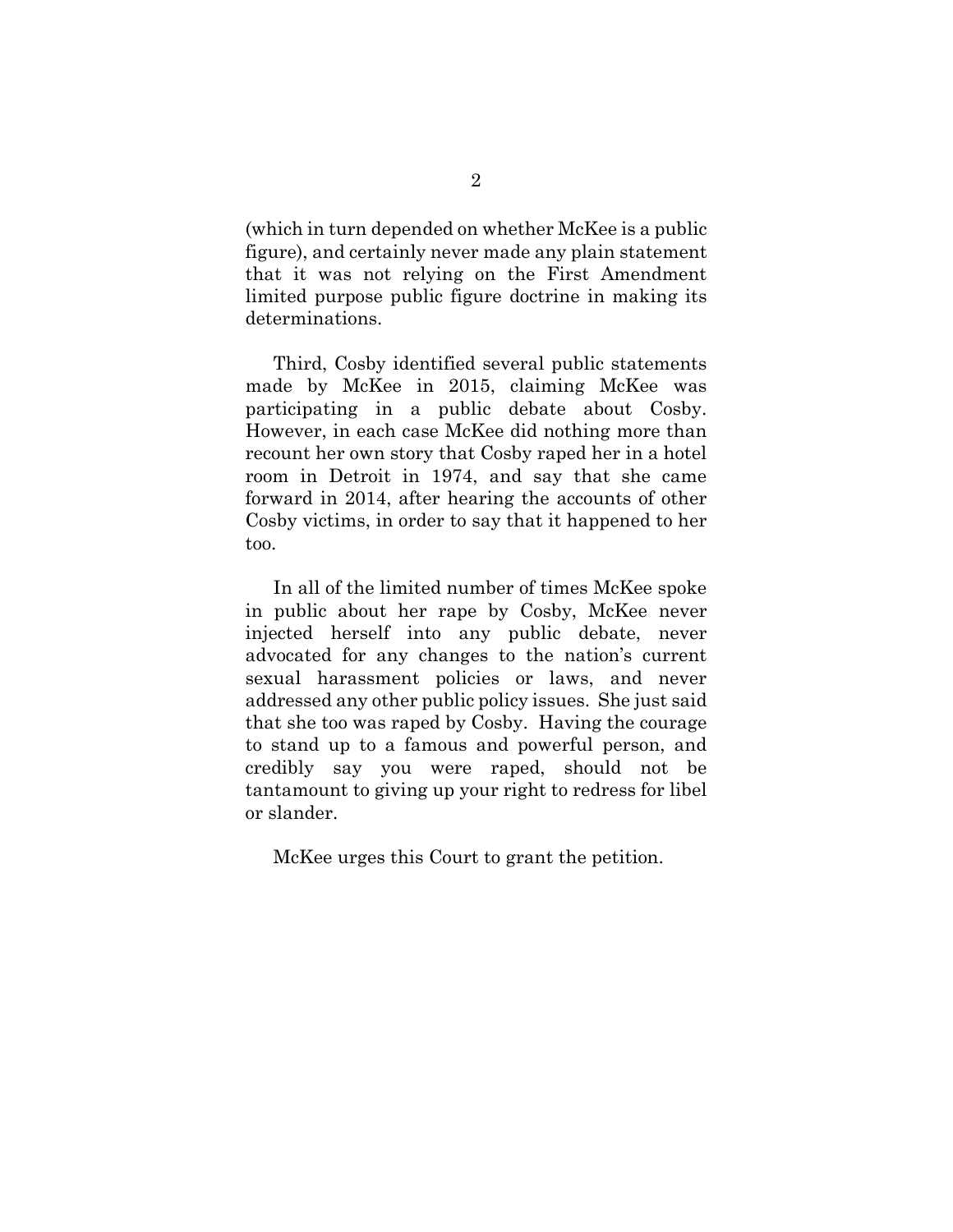(which in turn depended on whether McKee is a public figure), and certainly never made any plain statement that it was not relying on the First Amendment limited purpose public figure doctrine in making its determinations.

Third, Cosby identified several public statements made by McKee in 2015, claiming McKee was participating in a public debate about Cosby. However, in each case McKee did nothing more than recount her own story that Cosby raped her in a hotel room in Detroit in 1974, and say that she came forward in 2014, after hearing the accounts of other Cosby victims, in order to say that it happened to her too.

In all of the limited number of times McKee spoke in public about her rape by Cosby, McKee never injected herself into any public debate, never advocated for any changes to the nation's current sexual harassment policies or laws, and never addressed any other public policy issues. She just said that she too was raped by Cosby. Having the courage to stand up to a famous and powerful person, and credibly say you were raped, should not be tantamount to giving up your right to redress for libel or slander.

McKee urges this Court to grant the petition.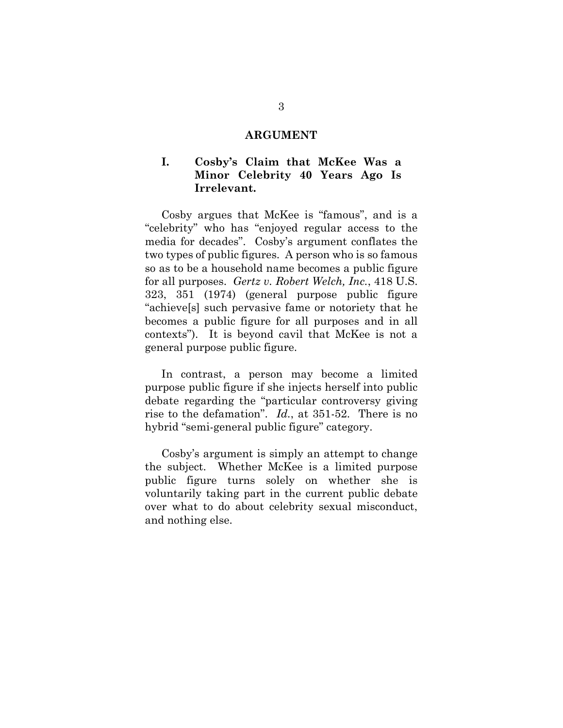## ARGUMENT

### I. Cosby's Claim that McKee Was a Minor Celebrity 40 Years Ago Is Irrelevant.

Cosby argues that McKee is "famous", and is a "celebrity" who has "enjoyed regular access to the media for decades". Cosby's argument conflates the two types of public figures. A person who is so famous so as to be a household name becomes a public figure for all purposes. *Gertz v. Robert Welch, Inc.*, 418 U.S. 323, 351 (1974) (general purpose public figure "achieve[s] such pervasive fame or notoriety that he becomes a public figure for all purposes and in all contexts"). It is beyond cavil that McKee is not a general purpose public figure.

In contrast, a person may become a limited purpose public figure if she injects herself into public debate regarding the "particular controversy giving rise to the defamation". *Id.*, at 351-52. There is no hybrid "semi-general public figure" category.

Cosby's argument is simply an attempt to change the subject. Whether McKee is a limited purpose public figure turns solely on whether she is voluntarily taking part in the current public debate over what to do about celebrity sexual misconduct, and nothing else.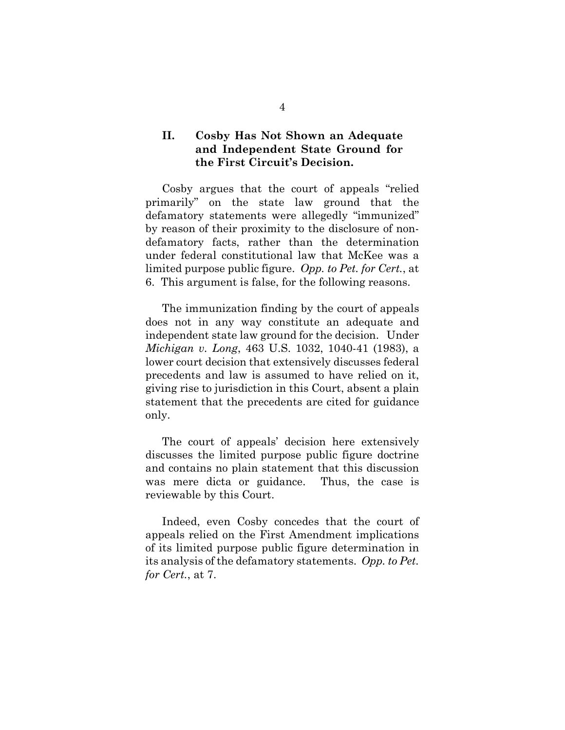## II. Cosby Has Not Shown an Adequate and Independent State Ground for the First Circuit's Decision.

Cosby argues that the court of appeals "relied primarily" on the state law ground that the defamatory statements were allegedly "immunized" by reason of their proximity to the disclosure of non-defamatory facts, rather than the determination under federal constitutional law that McKee was a limited purpose public figure. *Opp. to Pet. for Cert.*, at 6. This argument is false, for the following reasons.

The immunization finding by the court of appeals does not in any way constitute an adequate and independent state law ground for the decision. Under *Michigan v. Long*, 463 U.S. 1032, 1040-41 (1983), a lower court decision that extensively discusses federal precedents and law is assumed to have relied on it, giving rise to jurisdiction in this Court, absent a plain statement that the precedents are cited for guidance only.

The court of appeals' decision here extensively discusses the limited purpose public figure doctrine and contains no plain statement that this discussion was mere dicta or guidance. Thus, the case is reviewable by this Court.

Indeed, even Cosby concedes that the court of appeals relied on the First Amendment implications of its limited purpose public figure determination in its analysis of the defamatory statements. *Opp. to Pet. for Cert.*, at 7.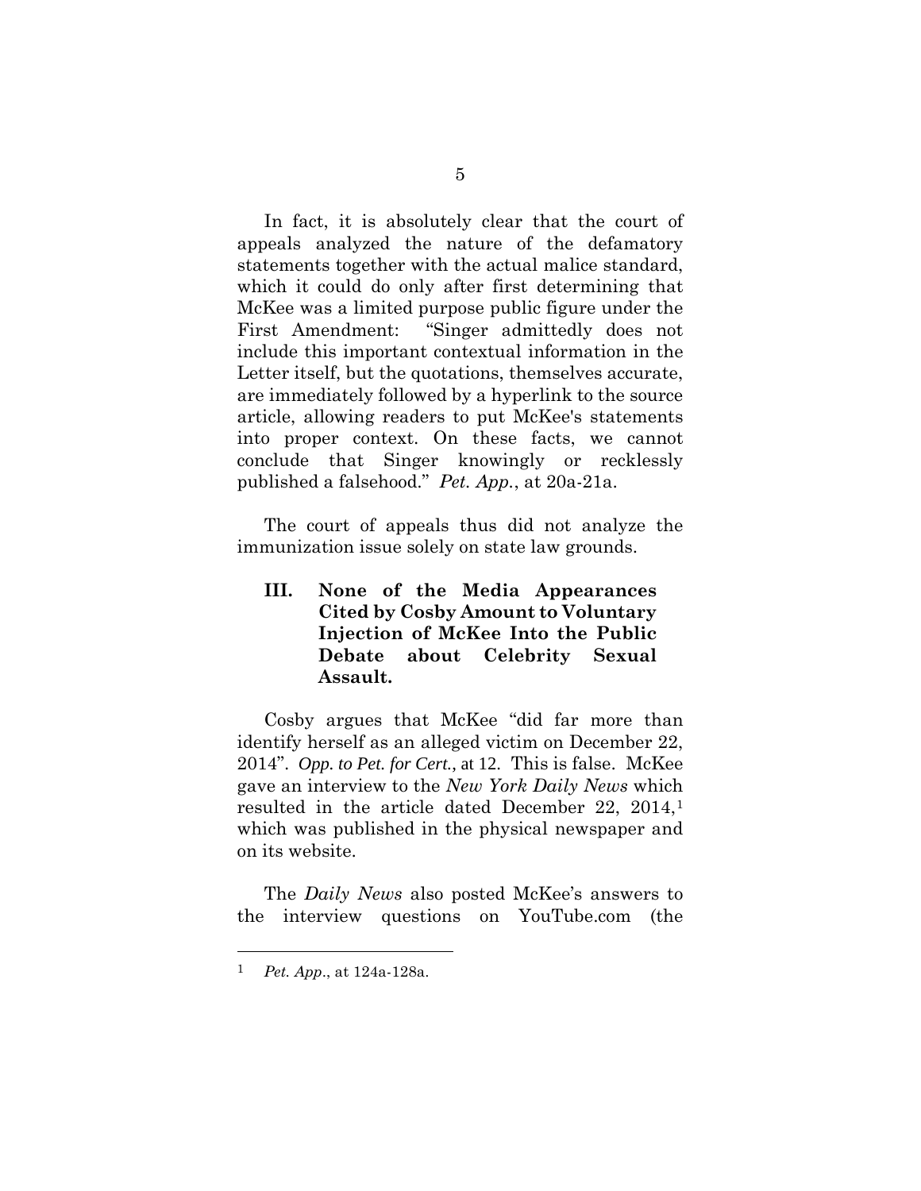In fact, it is absolutely clear that the court of appeals analyzed the nature of the defamatory statements together with the actual malice standard, which it could do only after first determining that McKee was a limited purpose public figure under the First Amendment: "Singer admittedly does not include this important contextual information in the Letter itself, but the quotations, themselves accurate, are immediately followed by a hyperlink to the source article, allowing readers to put McKee's statements into proper context. On these facts, we cannot conclude that Singer knowingly or recklessly published a falsehood." *Pet. App.*, at 20a-21a.

The court of appeals thus did not analyze the immunization issue solely on state law grounds.

## III. None of the Media Appearances Cited by Cosby Amount to Voluntary Injection of McKee Into the Public Debate about Celebrity Sexual Assault.

Cosby argues that McKee "did far more than identify herself as an alleged victim on December 22, 2014". *Opp. to Pet. for Cert.*, at 12. This is false. McKee gave an interview to the *New York Daily News* which resulted in the article dated December 22, 2014,[1] which was published in the physical newspaper and on its website.

The *Daily News* also posted McKee's answers to the interview questions on YouTube.com (the

---

[1] *Pet. App*., at 124a-128a.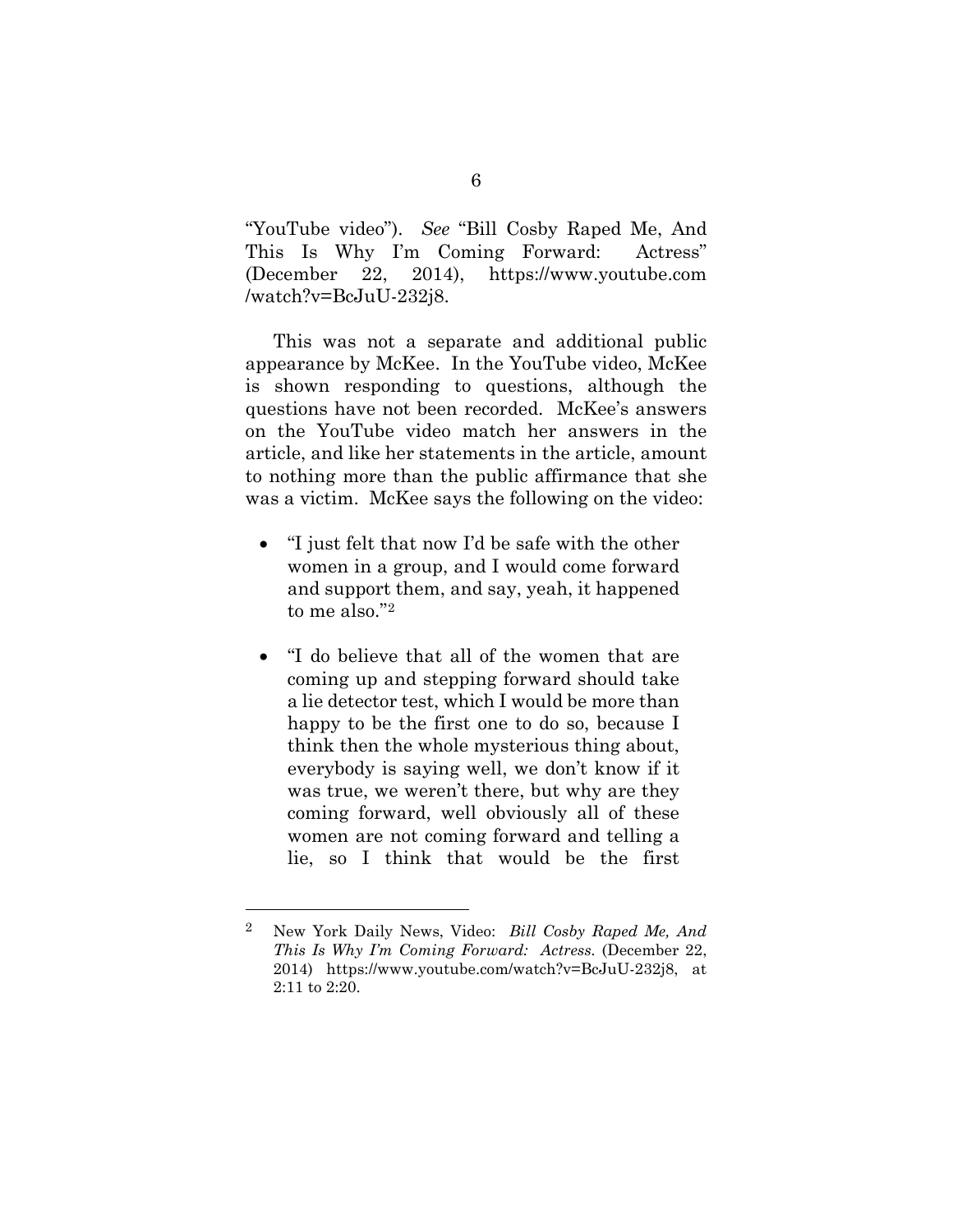"YouTube video"). *See* "Bill Cosby Raped Me, And This Is Why I'm Coming Forward: Actress" (December 22, 2014), https://www.youtube.com/watch?v=BcJuU-232j8.

This was not a separate and additional public appearance by McKee. In the YouTube video, McKee is shown responding to questions, although the questions have not been recorded. McKee's answers on the YouTube video match her answers in the article, and like her statements in the article, amount to nothing more than the public affirmance that she was a victim. McKee says the following on the video:

- "I just felt that now I'd be safe with the other women in a group, and I would come forward and support them, and say, yeah, it happened to me also."[2]

- "I do believe that all of the women that are coming up and stepping forward should take a lie detector test, which I would be more than happy to be the first one to do so, because I think then the whole mysterious thing about, everybody is saying well, we don't know if it was true, we weren't there, but why are they coming forward, well obviously all of these women are not coming forward and telling a lie, so I think that would be the first

---

[2] New York Daily News, Video: *Bill Cosby Raped Me, And This Is Why I'm Coming Forward: Actress.* (December 22, 2014) https://www.youtube.com/watch?v=BcJuU-232j8, at 2:11 to 2:20.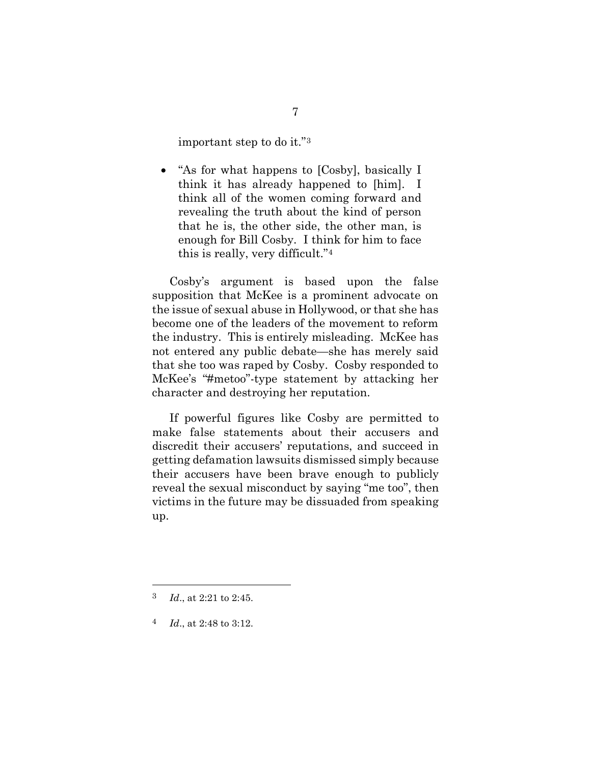important step to do it."[3]

- "As for what happens to [Cosby], basically I think it has already happened to [him]. I think all of the women coming forward and revealing the truth about the kind of person that he is, the other side, the other man, is enough for Bill Cosby. I think for him to face this is really, very difficult."[4]

Cosby's argument is based upon the false supposition that McKee is a prominent advocate on the issue of sexual abuse in Hollywood, or that she has become one of the leaders of the movement to reform the industry. This is entirely misleading. McKee has not entered any public debate—she has merely said that she too was raped by Cosby. Cosby responded to McKee's "#metoo"-type statement by attacking her character and destroying her reputation.

If powerful figures like Cosby are permitted to make false statements about their accusers and discredit their accusers' reputations, and succeed in getting defamation lawsuits dismissed simply because their accusers have been brave enough to publicly reveal the sexual misconduct by saying "me too", then victims in the future may be dissuaded from speaking up.

---

[3] *Id*., at 2:21 to 2:45.

[4] *Id*., at 2:48 to 3:12.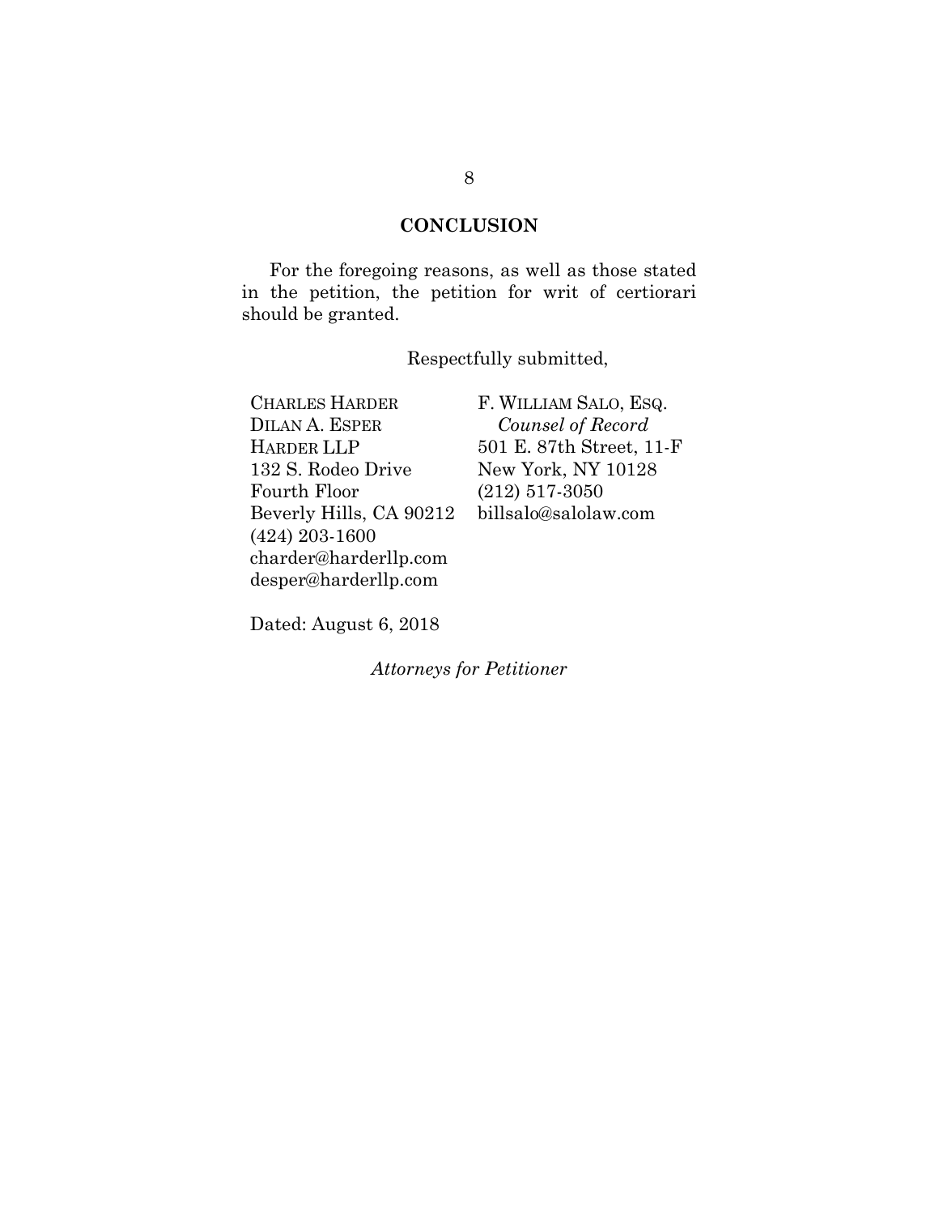## CONCLUSION

For the foregoing reasons, as well as those stated in the petition, the petition for writ of certiorari should be granted.

Respectfully submitted,

CHARLES HARDER
DILAN A. ESPER
HARDER LLP
132 S. Rodeo Drive
Fourth Floor
Beverly Hills, CA 90212
(424) 203-1600
charder@harderllp.com
desper@harderllp.com

F. WILLIAM SALO, ESQ.
*Counsel of Record*
501 E. 87th Street, 11-F
New York, NY 10128
(212) 517-3050
billsalo@salolaw.com

Dated: August 6, 2018

*Attorneys for Petitioner*